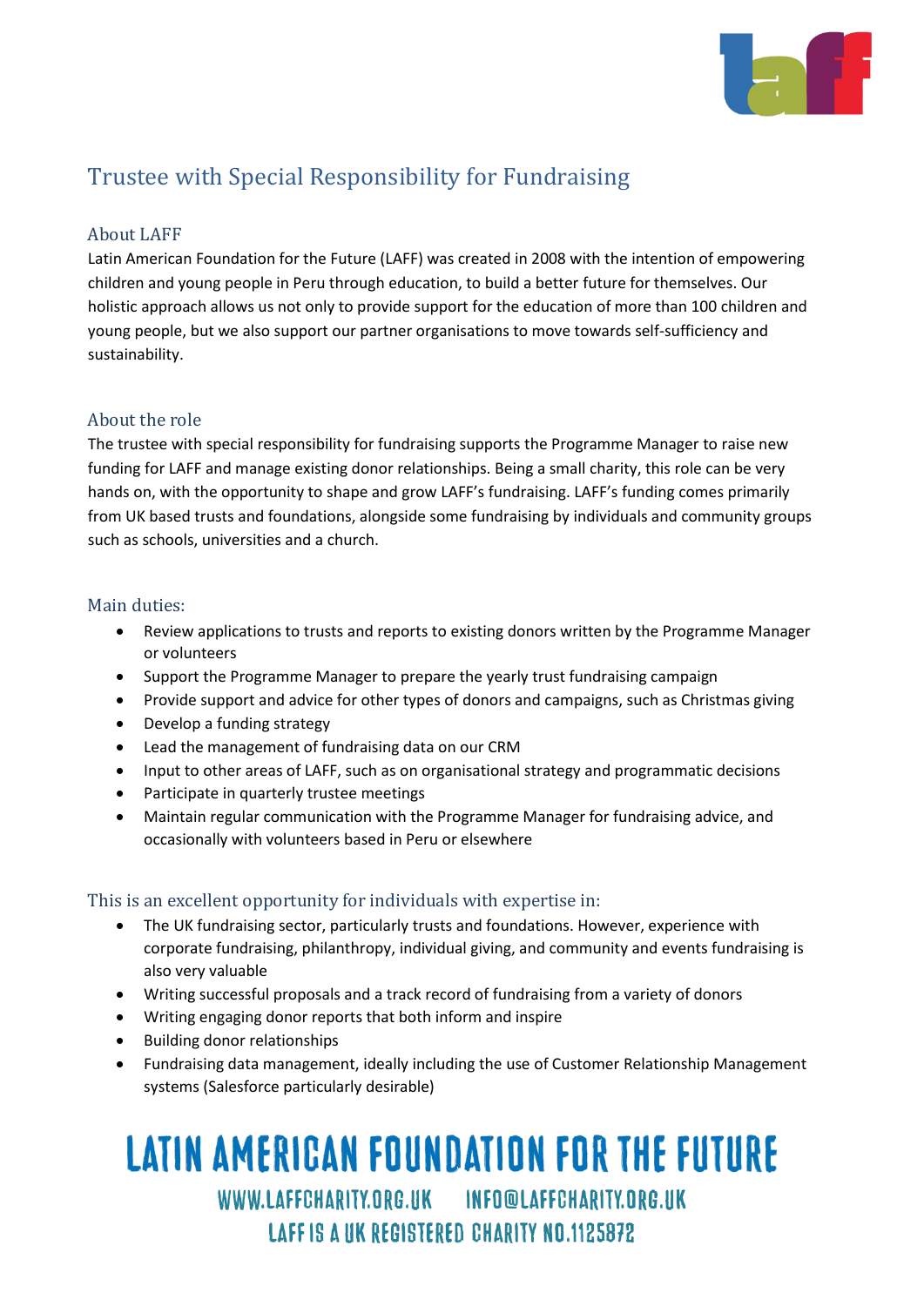# Trustee with Special Responsibility for Fundraising

## About LAFF

Latin American Foundation for the Future (LAFF) was created in 2008 with the intention of empowering children and young people in Peru through education, to build a better future for themselves. Our holistic approach allows us not only to provide support for the education of more than 100 children and young people, but we also support our partner organisations to move towards self-sufficiency and sustainability.

## About the role

The trustee with special responsibility for fundraising supports the Programme Manager to raise new funding for LAFF and manage existing donor relationships. Being a small charity, this role can be very hands on, with the opportunity to shape and grow LAFF's fundraising. LAFF's funding comes primarily from UK based trusts and foundations, alongside some fundraising by individuals and community groups such as schools, universities and a church.

## Main duties:

- Review applications to trusts and reports to existing donors written by the Programme Manager or volunteers
- Support the Programme Manager to prepare the yearly trust fundraising campaign
- Provide support and advice for other types of donors and campaigns, such as Christmas giving
- Develop a funding strategy
- Lead the management of fundraising data on our CRM
- Input to other areas of LAFF, such as on organisational strategy and programmatic decisions
- Participate in quarterly trustee meetings
- Maintain regular communication with the Programme Manager for fundraising advice, and occasionally with volunteers based in Peru or elsewhere

## This is an excellent opportunity for individuals with expertise in:

- The UK fundraising sector, particularly trusts and foundations. However, experience with corporate fundraising, philanthropy, individual giving, and community and events fundraising is also very valuable
- Writing successful proposals and a track record of fundraising from a variety of donors
- Writing engaging donor reports that both inform and inspire
- Building donor relationships
- Fundraising data management, ideally including the use of Customer Relationship Management systems (Salesforce particularly desirable)

**LATIN AMERICAN FOUNDATION FOR THE FUTURE**

WWW.LAFFCHARITY.ORG.UK INFO@LAFFCHARITY.ORG.UK

LAFF IS A UK REGISTERED CHARITY NO.1125872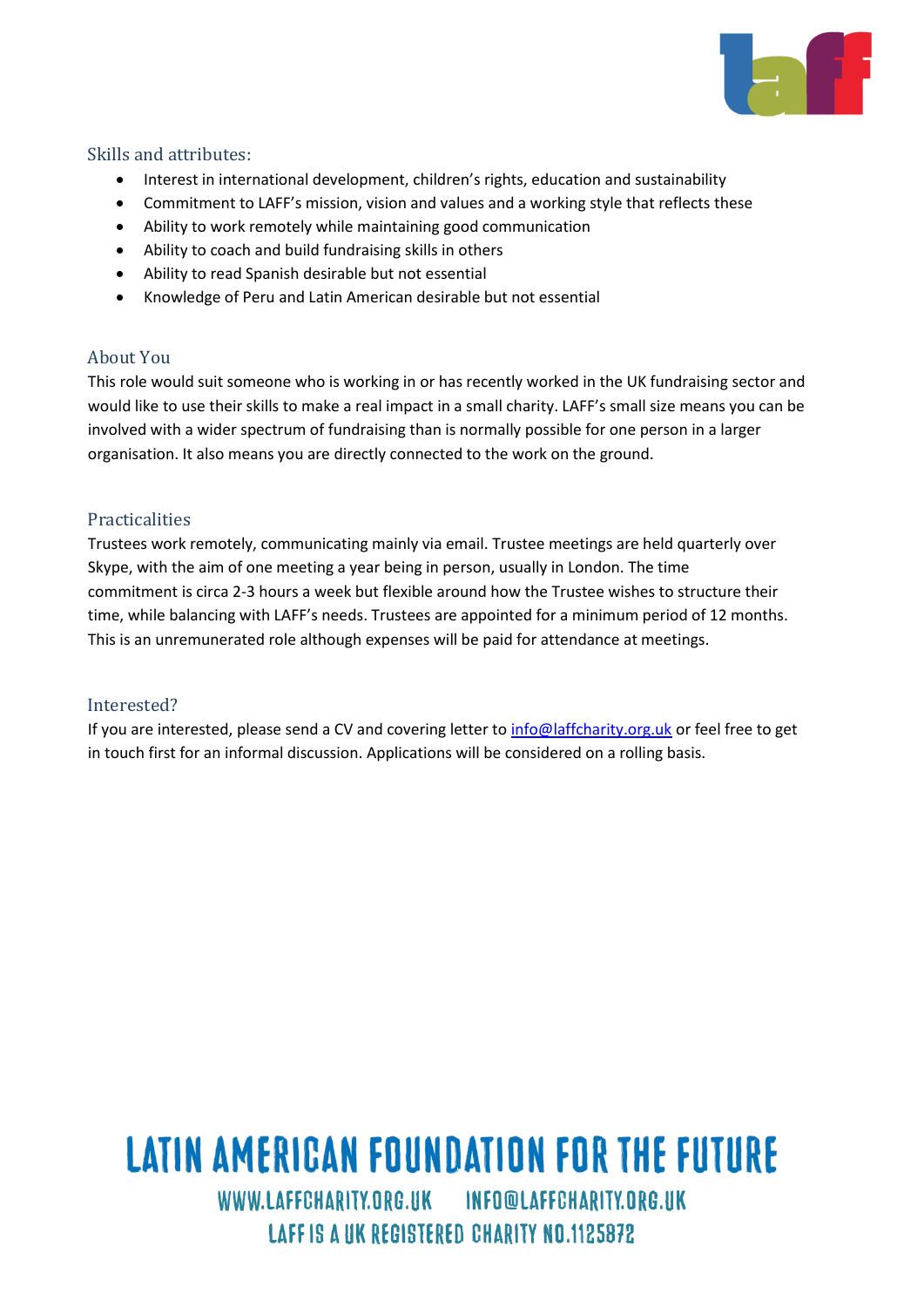## Skills and attributes:

- Interest in international development, children's rights, education and sustainability
- Commitment to LAFF's mission, vision and values and a working style that reflects these
- Ability to work remotely while maintaining good communication
- Ability to coach and build fundraising skills in others
- Ability to read Spanish desirable but not essential
- Knowledge of Peru and Latin American desirable but not essential

## About You

This role would suit someone who is working in or has recently worked in the UK fundraising sector and would like to use their skills to make a real impact in a small charity. LAFF's small size means you can be involved with a wider spectrum of fundraising than is normally possible for one person in a larger organisation. It also means you are directly connected to the work on the ground.

## Practicalities

Trustees work remotely, communicating mainly via email. Trustee meetings are held quarterly over Skype, with the aim of one meeting a year being in person, usually in London. The time commitment is circa 2-3 hours a week but flexible around how the Trustee wishes to structure their time, while balancing with LAFF's needs. Trustees are appointed for a minimum period of 12 months. This is an unremunerated role although expenses will be paid for attendance at meetings.

## Interested?

If you are interested, please send a CV and covering letter to info@laffcharity.org.uk or feel free to get in touch first for an informal discussion. Applications will be considered on a rolling basis.

LATIN AMERICAN FOUNDATION FOR THE FUTURE

WWW.LAFFCHARITY.ORG.UK INFO@LAFFCHARITY.ORG.UK

LAFF IS A UK REGISTERED CHARITY NO.1125872